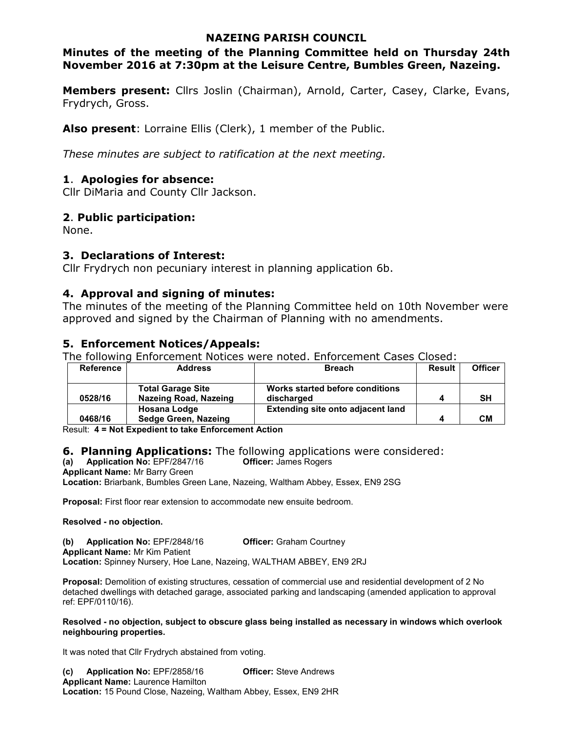# NAZEING PARISH COUNCIL

## Minutes of the meeting of the Planning Committee held on Thursday 24th November 2016 at 7:30pm at the Leisure Centre, Bumbles Green, Nazeing.

**Members present:** Cllrs Joslin (Chairman), Arnold, Carter, Casey, Clarke, Evans, Frydrych, Gross.

**Also present**: Lorraine Ellis (Clerk), 1 member of the Public.

*These minutes are subject to ratification at the next meeting.*

### 1. Apologies for absence:

Cllr DiMaria and County Cllr Jackson.

### 2. Public participation:

None.

### 3. Declarations of Interest:

Cllr Frydrych non pecuniary interest in planning application 6b.

### 4. Approval and signing of minutes:

The minutes of the meeting of the Planning Committee held on 10th November were approved and signed by the Chairman of Planning with no amendments.

### 5. Enforcement Notices/Appeals:

The following Enforcement Notices were noted. Enforcement Cases Closed:

| Reference | Address | Breach | Result | Officer |
|---|---|---|---|---|
| 0528/16 | Total Garage Site Nazeing Road, Nazeing | Works started before conditions discharged | 4 | SH |
| 0468/16 | Hosana Lodge Sedge Green, Nazeing | Extending site onto adjacent land | 4 | CM |

Result: **4 = Not Expedient to take Enforcement Action**

### 6. Planning Applications: The following applications were considered:

**(a) Application No:** EPF/2847/16 **Officer:** James Rogers
**Applicant Name:** Mr Barry Green
**Location:** Briarbank, Bumbles Green Lane, Nazeing, Waltham Abbey, Essex, EN9 2SG

**Proposal:** First floor rear extension to accommodate new ensuite bedroom.

**Resolved - no objection.**

**(b) Application No:** EPF/2848/16 **Officer:** Graham Courtney
**Applicant Name:** Mr Kim Patient
**Location:** Spinney Nursery, Hoe Lane, Nazeing, WALTHAM ABBEY, EN9 2RJ

**Proposal:** Demolition of existing structures, cessation of commercial use and residential development of 2 No detached dwellings with detached garage, associated parking and landscaping (amended application to approval ref: EPF/0110/16).

**Resolved - no objection, subject to obscure glass being installed as necessary in windows which overlook neighbouring properties.**

It was noted that Cllr Frydrych abstained from voting.

**(c) Application No:** EPF/2858/16 **Officer:** Steve Andrews
**Applicant Name:** Laurence Hamilton
**Location:** 15 Pound Close, Nazeing, Waltham Abbey, Essex, EN9 2HR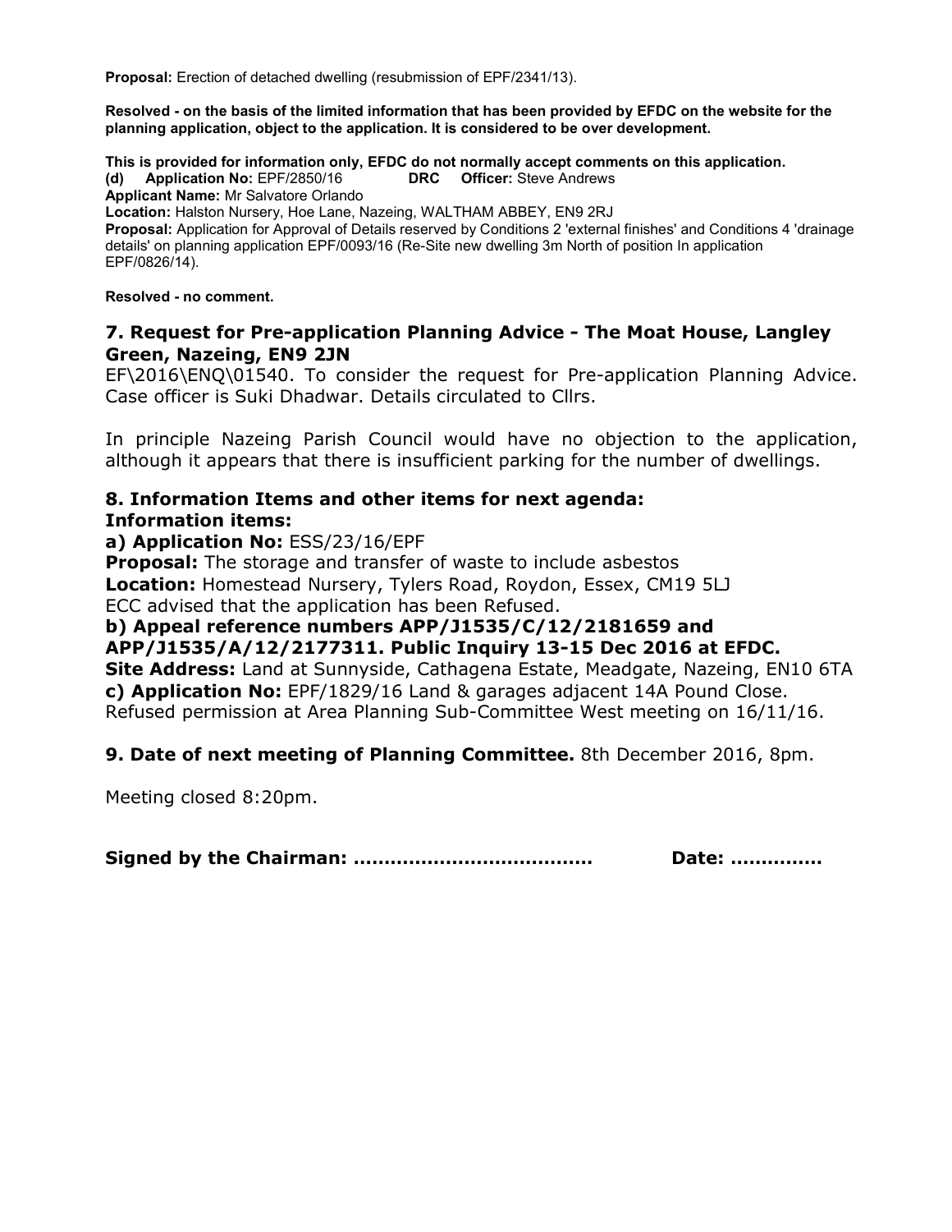**Proposal:** Erection of detached dwelling (resubmission of EPF/2341/13).

**Resolved - on the basis of the limited information that has been provided by EFDC on the website for the planning application, object to the application. It is considered to be over development.**

**This is provided for information only, EFDC do not normally accept comments on this application.**
**(d) Application No:** EPF/2850/16 **DRC Officer:** Steve Andrews
**Applicant Name:** Mr Salvatore Orlando
**Location:** Halston Nursery, Hoe Lane, Nazeing, WALTHAM ABBEY, EN9 2RJ
**Proposal:** Application for Approval of Details reserved by Conditions 2 'external finishes' and Conditions 4 'drainage details' on planning application EPF/0093/16 (Re-Site new dwelling 3m North of position In application EPF/0826/14).

**Resolved - no comment.**

## 7. Request for Pre-application Planning Advice - The Moat House, Langley Green, Nazeing, EN9 2JN

EF\2016\ENQ\01540. To consider the request for Pre-application Planning Advice. Case officer is Suki Dhadwar. Details circulated to Cllrs.

In principle Nazeing Parish Council would have no objection to the application, although it appears that there is insufficient parking for the number of dwellings.

## 8. Information Items and other items for next agenda:

**Information items:**

**a) Application No:** ESS/23/16/EPF
**Proposal:** The storage and transfer of waste to include asbestos
**Location:** Homestead Nursery, Tylers Road, Roydon, Essex, CM19 5LJ
ECC advised that the application has been Refused.

**b) Appeal reference numbers APP/J1535/C/12/2181659 and APP/J1535/A/12/2177311. Public Inquiry 13-15 Dec 2016 at EFDC.**
**Site Address:** Land at Sunnyside, Cathagena Estate, Meadgate, Nazeing, EN10 6TA

**c) Application No:** EPF/1829/16 Land & garages adjacent 14A Pound Close.
Refused permission at Area Planning Sub-Committee West meeting on 16/11/16.

## 9. Date of next meeting of Planning Committee. 8th December 2016, 8pm.

Meeting closed 8:20pm.

**Signed by the Chairman: ………………………………… Date: ……………**